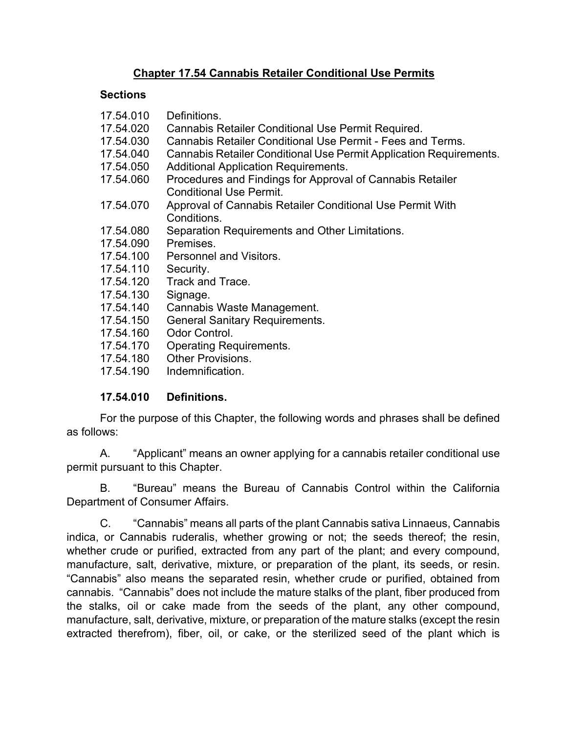# Chapter 17.54 Cannabis Retailer Conditional Use Permits

**Sections**

| | |
|---|---|
| 17.54.010 | Definitions. |
| 17.54.020 | Cannabis Retailer Conditional Use Permit Required. |
| 17.54.030 | Cannabis Retailer Conditional Use Permit - Fees and Terms. |
| 17.54.040 | Cannabis Retailer Conditional Use Permit Application Requirements. |
| 17.54.050 | Additional Application Requirements. |
| 17.54.060 | Procedures and Findings for Approval of Cannabis Retailer Conditional Use Permit. |
| 17.54.070 | Approval of Cannabis Retailer Conditional Use Permit With Conditions. |
| 17.54.080 | Separation Requirements and Other Limitations. |
| 17.54.090 | Premises. |
| 17.54.100 | Personnel and Visitors. |
| 17.54.110 | Security. |
| 17.54.120 | Track and Trace. |
| 17.54.130 | Signage. |
| 17.54.140 | Cannabis Waste Management. |
| 17.54.150 | General Sanitary Requirements. |
| 17.54.160 | Odor Control. |
| 17.54.170 | Operating Requirements. |
| 17.54.180 | Other Provisions. |
| 17.54.190 | Indemnification. |

## 17.54.010 Definitions.

For the purpose of this Chapter, the following words and phrases shall be defined as follows:

A. "Applicant" means an owner applying for a cannabis retailer conditional use permit pursuant to this Chapter.

B. "Bureau" means the Bureau of Cannabis Control within the California Department of Consumer Affairs.

C. "Cannabis" means all parts of the plant Cannabis sativa Linnaeus, Cannabis indica, or Cannabis ruderalis, whether growing or not; the seeds thereof; the resin, whether crude or purified, extracted from any part of the plant; and every compound, manufacture, salt, derivative, mixture, or preparation of the plant, its seeds, or resin. "Cannabis" also means the separated resin, whether crude or purified, obtained from cannabis. "Cannabis" does not include the mature stalks of the plant, fiber produced from the stalks, oil or cake made from the seeds of the plant, any other compound, manufacture, salt, derivative, mixture, or preparation of the mature stalks (except the resin extracted therefrom), fiber, oil, or cake, or the sterilized seed of the plant which is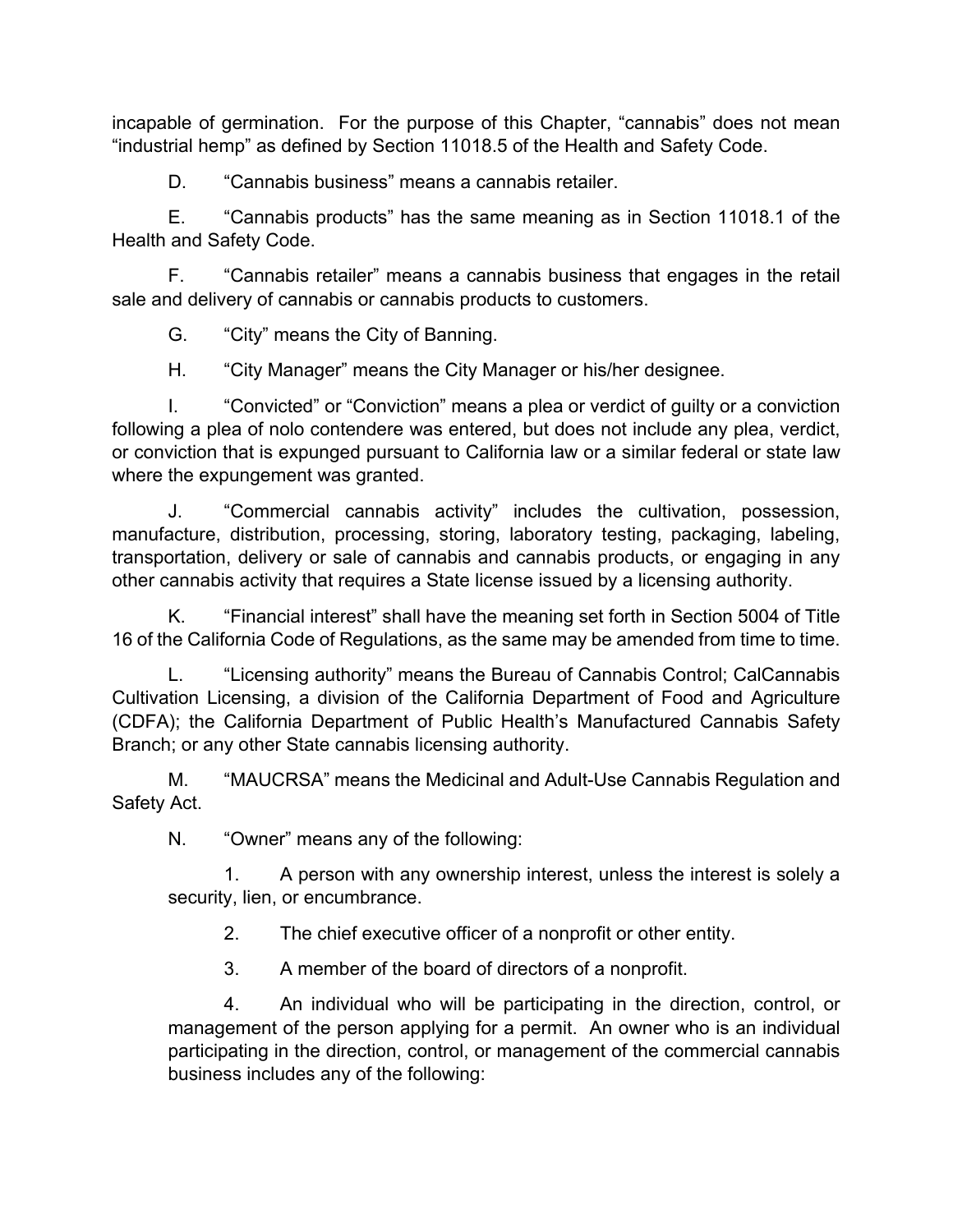incapable of germination. For the purpose of this Chapter, "cannabis" does not mean "industrial hemp" as defined by Section 11018.5 of the Health and Safety Code.

D. "Cannabis business" means a cannabis retailer.

E. "Cannabis products" has the same meaning as in Section 11018.1 of the Health and Safety Code.

F. "Cannabis retailer" means a cannabis business that engages in the retail sale and delivery of cannabis or cannabis products to customers.

G. "City" means the City of Banning.

H. "City Manager" means the City Manager or his/her designee.

I. "Convicted" or "Conviction" means a plea or verdict of guilty or a conviction following a plea of nolo contendere was entered, but does not include any plea, verdict, or conviction that is expunged pursuant to California law or a similar federal or state law where the expungement was granted.

J. "Commercial cannabis activity" includes the cultivation, possession, manufacture, distribution, processing, storing, laboratory testing, packaging, labeling, transportation, delivery or sale of cannabis and cannabis products, or engaging in any other cannabis activity that requires a State license issued by a licensing authority.

K. "Financial interest" shall have the meaning set forth in Section 5004 of Title 16 of the California Code of Regulations, as the same may be amended from time to time.

L. "Licensing authority" means the Bureau of Cannabis Control; CalCannabis Cultivation Licensing, a division of the California Department of Food and Agriculture (CDFA); the California Department of Public Health's Manufactured Cannabis Safety Branch; or any other State cannabis licensing authority.

M. "MAUCRSA" means the Medicinal and Adult-Use Cannabis Regulation and Safety Act.

N. "Owner" means any of the following:

1. A person with any ownership interest, unless the interest is solely a security, lien, or encumbrance.

2. The chief executive officer of a nonprofit or other entity.

3. A member of the board of directors of a nonprofit.

4. An individual who will be participating in the direction, control, or management of the person applying for a permit. An owner who is an individual participating in the direction, control, or management of the commercial cannabis business includes any of the following: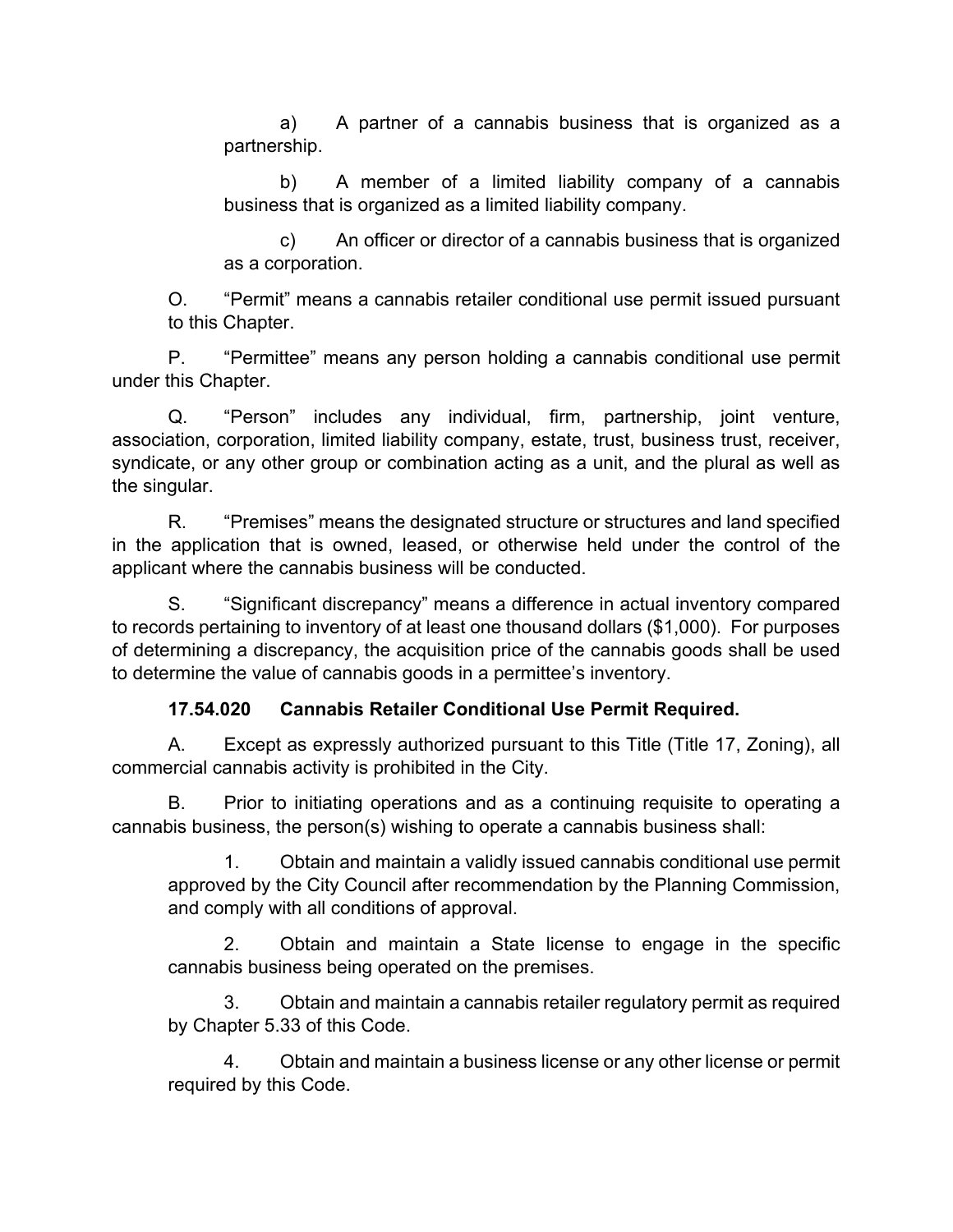a) A partner of a cannabis business that is organized as a partnership.

b) A member of a limited liability company of a cannabis business that is organized as a limited liability company.

c) An officer or director of a cannabis business that is organized as a corporation.

O. "Permit" means a cannabis retailer conditional use permit issued pursuant to this Chapter.

P. "Permittee" means any person holding a cannabis conditional use permit under this Chapter.

Q. "Person" includes any individual, firm, partnership, joint venture, association, corporation, limited liability company, estate, trust, business trust, receiver, syndicate, or any other group or combination acting as a unit, and the plural as well as the singular.

R. "Premises" means the designated structure or structures and land specified in the application that is owned, leased, or otherwise held under the control of the applicant where the cannabis business will be conducted.

S. "Significant discrepancy" means a difference in actual inventory compared to records pertaining to inventory of at least one thousand dollars ($1,000). For purposes of determining a discrepancy, the acquisition price of the cannabis goods shall be used to determine the value of cannabis goods in a permittee's inventory.

**17.54.020 Cannabis Retailer Conditional Use Permit Required.**

A. Except as expressly authorized pursuant to this Title (Title 17, Zoning), all commercial cannabis activity is prohibited in the City.

B. Prior to initiating operations and as a continuing requisite to operating a cannabis business, the person(s) wishing to operate a cannabis business shall:

1. Obtain and maintain a validly issued cannabis conditional use permit approved by the City Council after recommendation by the Planning Commission, and comply with all conditions of approval.

2. Obtain and maintain a State license to engage in the specific cannabis business being operated on the premises.

3. Obtain and maintain a cannabis retailer regulatory permit as required by Chapter 5.33 of this Code.

4. Obtain and maintain a business license or any other license or permit required by this Code.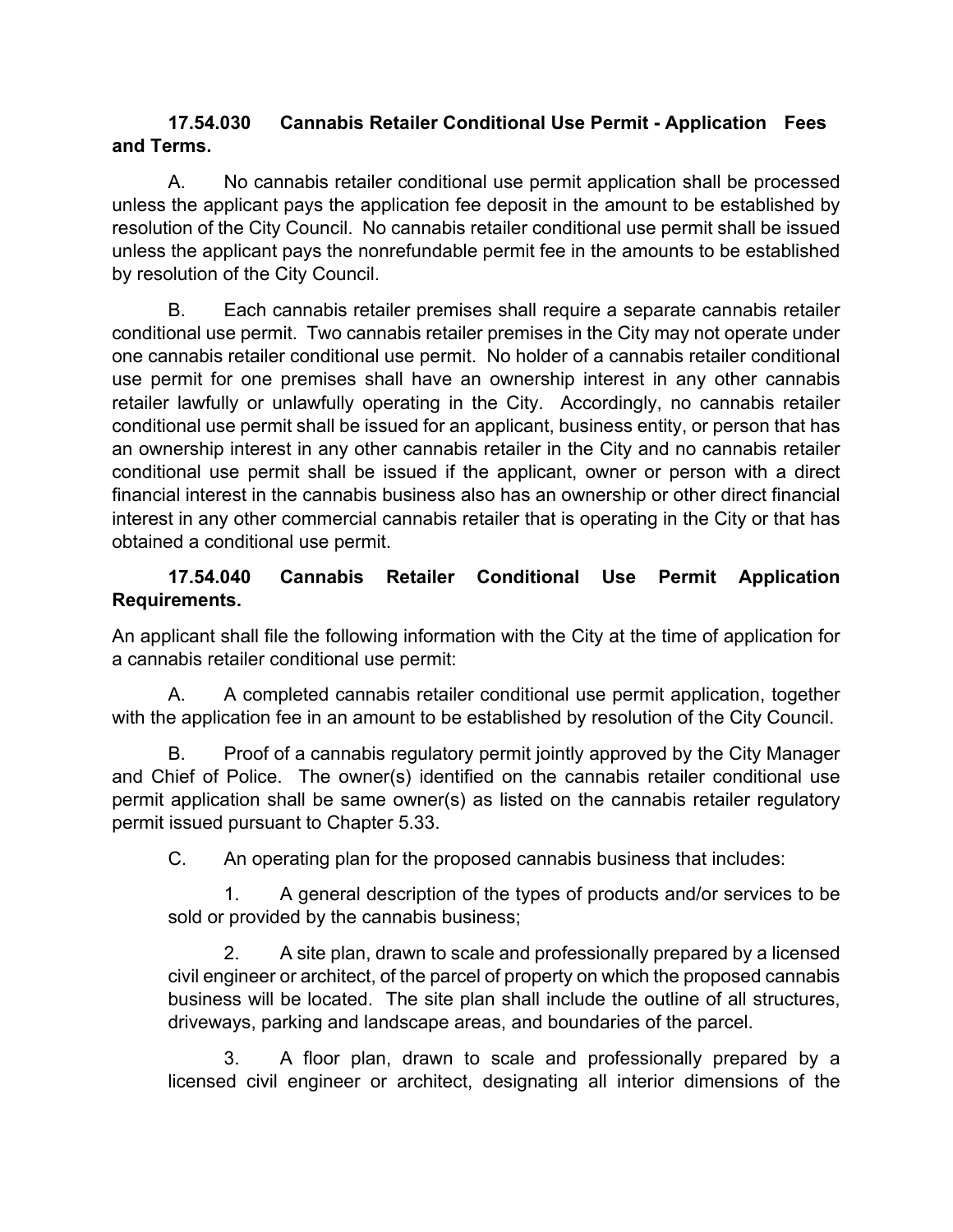**17.54.030 Cannabis Retailer Conditional Use Permit - Application Fees and Terms.**

A. No cannabis retailer conditional use permit application shall be processed unless the applicant pays the application fee deposit in the amount to be established by resolution of the City Council. No cannabis retailer conditional use permit shall be issued unless the applicant pays the nonrefundable permit fee in the amounts to be established by resolution of the City Council.

B. Each cannabis retailer premises shall require a separate cannabis retailer conditional use permit. Two cannabis retailer premises in the City may not operate under one cannabis retailer conditional use permit. No holder of a cannabis retailer conditional use permit for one premises shall have an ownership interest in any other cannabis retailer lawfully or unlawfully operating in the City. Accordingly, no cannabis retailer conditional use permit shall be issued for an applicant, business entity, or person that has an ownership interest in any other cannabis retailer in the City and no cannabis retailer conditional use permit shall be issued if the applicant, owner or person with a direct financial interest in the cannabis business also has an ownership or other direct financial interest in any other commercial cannabis retailer that is operating in the City or that has obtained a conditional use permit.

**17.54.040 Cannabis Retailer Conditional Use Permit Application Requirements.**

An applicant shall file the following information with the City at the time of application for a cannabis retailer conditional use permit:

A. A completed cannabis retailer conditional use permit application, together with the application fee in an amount to be established by resolution of the City Council.

B. Proof of a cannabis regulatory permit jointly approved by the City Manager and Chief of Police. The owner(s) identified on the cannabis retailer conditional use permit application shall be same owner(s) as listed on the cannabis retailer regulatory permit issued pursuant to Chapter 5.33.

C. An operating plan for the proposed cannabis business that includes:

1. A general description of the types of products and/or services to be sold or provided by the cannabis business;

2. A site plan, drawn to scale and professionally prepared by a licensed civil engineer or architect, of the parcel of property on which the proposed cannabis business will be located. The site plan shall include the outline of all structures, driveways, parking and landscape areas, and boundaries of the parcel.

3. A floor plan, drawn to scale and professionally prepared by a licensed civil engineer or architect, designating all interior dimensions of the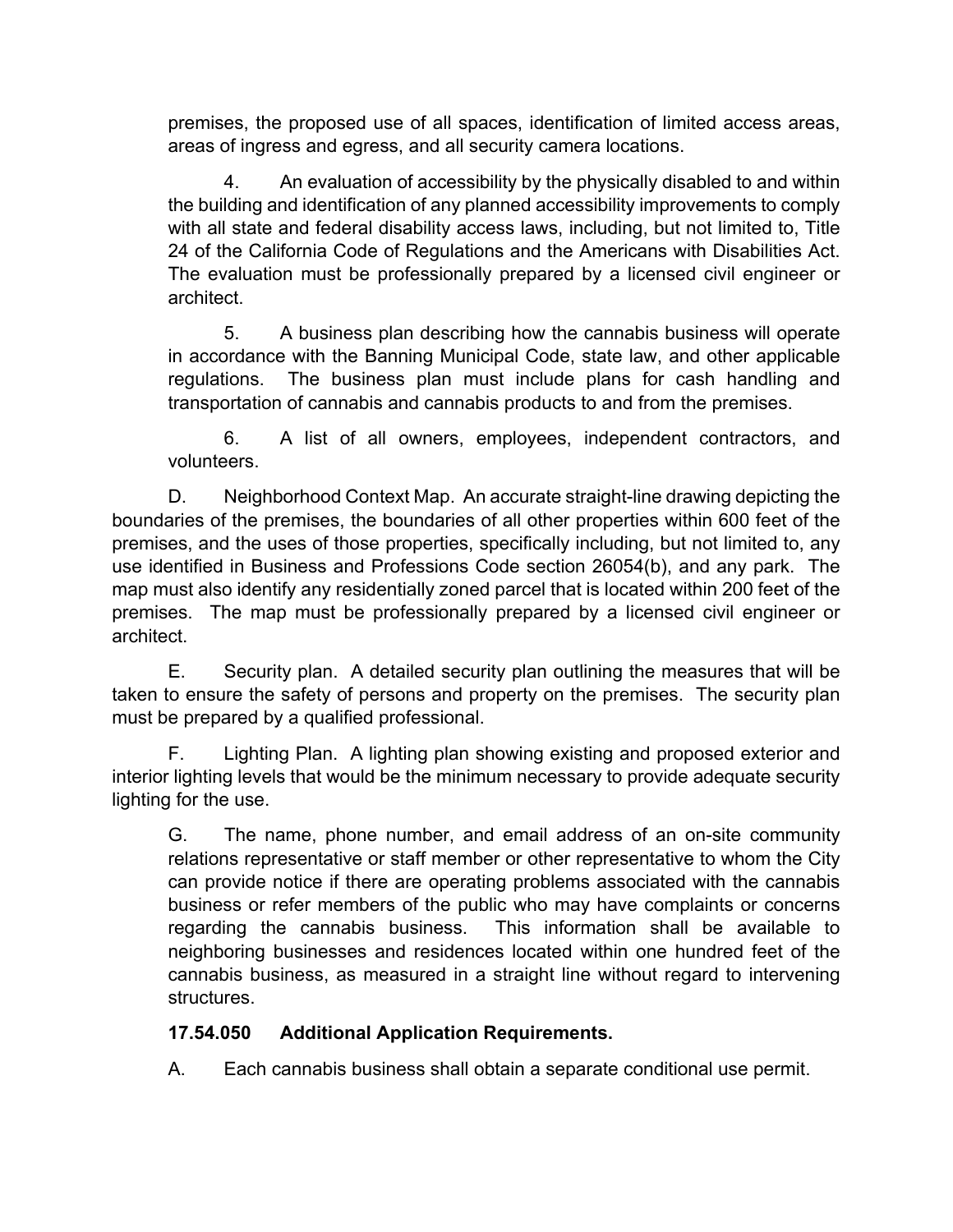premises, the proposed use of all spaces, identification of limited access areas, areas of ingress and egress, and all security camera locations.

4. An evaluation of accessibility by the physically disabled to and within the building and identification of any planned accessibility improvements to comply with all state and federal disability access laws, including, but not limited to, Title 24 of the California Code of Regulations and the Americans with Disabilities Act. The evaluation must be professionally prepared by a licensed civil engineer or architect.

5. A business plan describing how the cannabis business will operate in accordance with the Banning Municipal Code, state law, and other applicable regulations. The business plan must include plans for cash handling and transportation of cannabis and cannabis products to and from the premises.

6. A list of all owners, employees, independent contractors, and volunteers.

D. Neighborhood Context Map. An accurate straight-line drawing depicting the boundaries of the premises, the boundaries of all other properties within 600 feet of the premises, and the uses of those properties, specifically including, but not limited to, any use identified in Business and Professions Code section 26054(b), and any park. The map must also identify any residentially zoned parcel that is located within 200 feet of the premises. The map must be professionally prepared by a licensed civil engineer or architect.

E. Security plan. A detailed security plan outlining the measures that will be taken to ensure the safety of persons and property on the premises. The security plan must be prepared by a qualified professional.

F. Lighting Plan. A lighting plan showing existing and proposed exterior and interior lighting levels that would be the minimum necessary to provide adequate security lighting for the use.

G. The name, phone number, and email address of an on-site community relations representative or staff member or other representative to whom the City can provide notice if there are operating problems associated with the cannabis business or refer members of the public who may have complaints or concerns regarding the cannabis business. This information shall be available to neighboring businesses and residences located within one hundred feet of the cannabis business, as measured in a straight line without regard to intervening structures.

**17.54.050 Additional Application Requirements.**

A. Each cannabis business shall obtain a separate conditional use permit.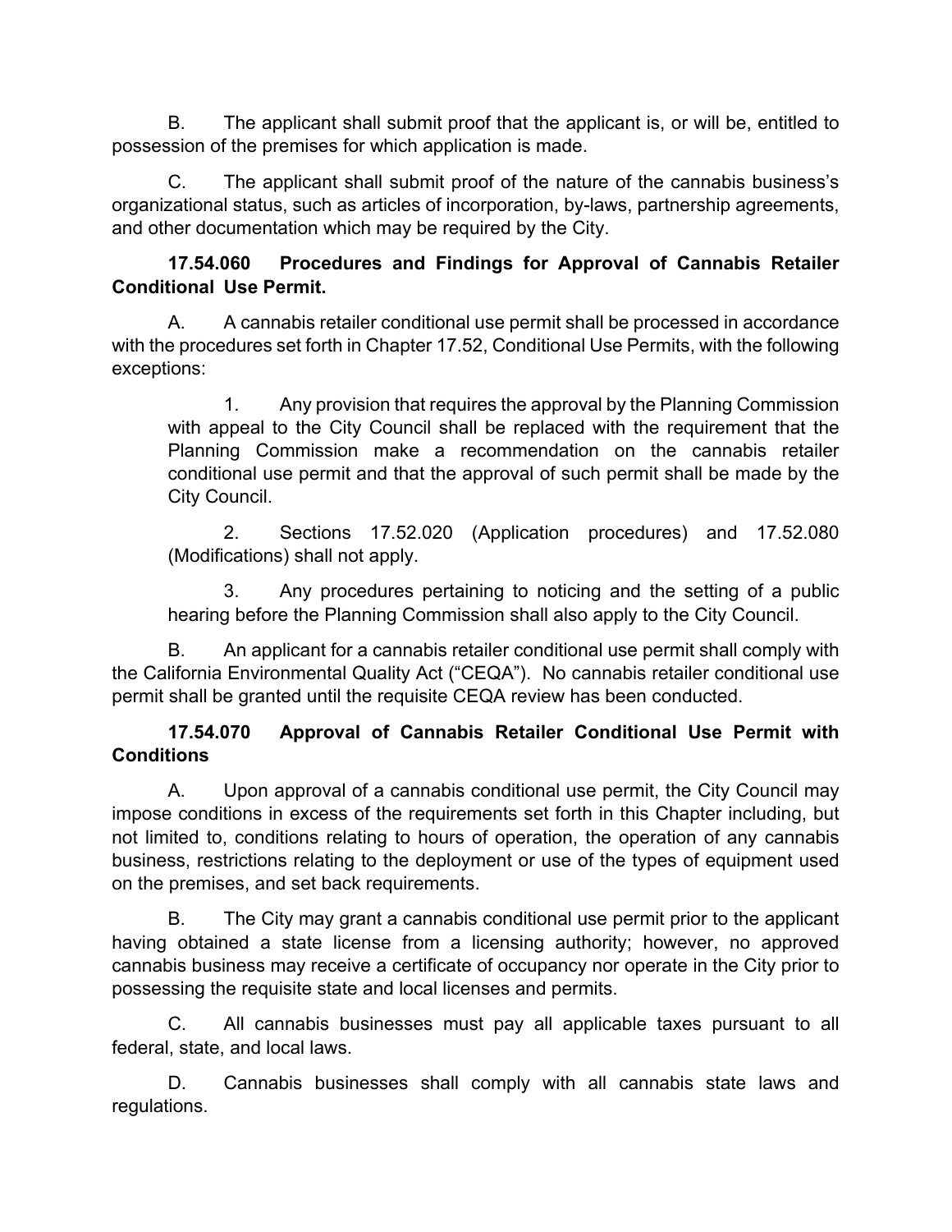B. The applicant shall submit proof that the applicant is, or will be, entitled to possession of the premises for which application is made.

C. The applicant shall submit proof of the nature of the cannabis business's organizational status, such as articles of incorporation, by-laws, partnership agreements, and other documentation which may be required by the City.

**17.54.060 Procedures and Findings for Approval of Cannabis Retailer Conditional Use Permit.**

A. A cannabis retailer conditional use permit shall be processed in accordance with the procedures set forth in Chapter 17.52, Conditional Use Permits, with the following exceptions:

1. Any provision that requires the approval by the Planning Commission with appeal to the City Council shall be replaced with the requirement that the Planning Commission make a recommendation on the cannabis retailer conditional use permit and that the approval of such permit shall be made by the City Council.

2. Sections 17.52.020 (Application procedures) and 17.52.080 (Modifications) shall not apply.

3. Any procedures pertaining to noticing and the setting of a public hearing before the Planning Commission shall also apply to the City Council.

B. An applicant for a cannabis retailer conditional use permit shall comply with the California Environmental Quality Act ("CEQA"). No cannabis retailer conditional use permit shall be granted until the requisite CEQA review has been conducted.

**17.54.070 Approval of Cannabis Retailer Conditional Use Permit with Conditions**

A. Upon approval of a cannabis conditional use permit, the City Council may impose conditions in excess of the requirements set forth in this Chapter including, but not limited to, conditions relating to hours of operation, the operation of any cannabis business, restrictions relating to the deployment or use of the types of equipment used on the premises, and set back requirements.

B. The City may grant a cannabis conditional use permit prior to the applicant having obtained a state license from a licensing authority; however, no approved cannabis business may receive a certificate of occupancy nor operate in the City prior to possessing the requisite state and local licenses and permits.

C. All cannabis businesses must pay all applicable taxes pursuant to all federal, state, and local laws.

D. Cannabis businesses shall comply with all cannabis state laws and regulations.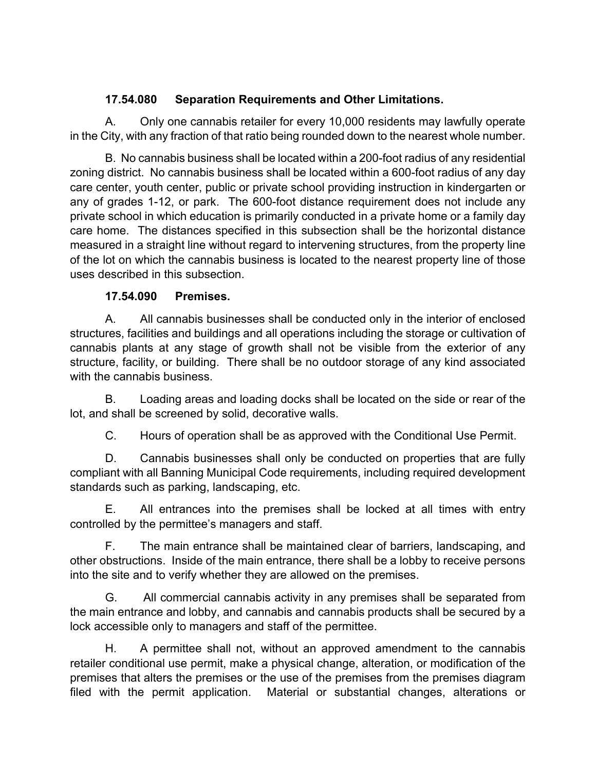### 17.54.080 Separation Requirements and Other Limitations.

A. Only one cannabis retailer for every 10,000 residents may lawfully operate in the City, with any fraction of that ratio being rounded down to the nearest whole number.

B. No cannabis business shall be located within a 200-foot radius of any residential zoning district. No cannabis business shall be located within a 600-foot radius of any day care center, youth center, public or private school providing instruction in kindergarten or any of grades 1-12, or park. The 600-foot distance requirement does not include any private school in which education is primarily conducted in a private home or a family day care home. The distances specified in this subsection shall be the horizontal distance measured in a straight line without regard to intervening structures, from the property line of the lot on which the cannabis business is located to the nearest property line of those uses described in this subsection.

### 17.54.090 Premises.

A. All cannabis businesses shall be conducted only in the interior of enclosed structures, facilities and buildings and all operations including the storage or cultivation of cannabis plants at any stage of growth shall not be visible from the exterior of any structure, facility, or building. There shall be no outdoor storage of any kind associated with the cannabis business.

B. Loading areas and loading docks shall be located on the side or rear of the lot, and shall be screened by solid, decorative walls.

C. Hours of operation shall be as approved with the Conditional Use Permit.

D. Cannabis businesses shall only be conducted on properties that are fully compliant with all Banning Municipal Code requirements, including required development standards such as parking, landscaping, etc.

E. All entrances into the premises shall be locked at all times with entry controlled by the permittee's managers and staff.

F. The main entrance shall be maintained clear of barriers, landscaping, and other obstructions. Inside of the main entrance, there shall be a lobby to receive persons into the site and to verify whether they are allowed on the premises.

G. All commercial cannabis activity in any premises shall be separated from the main entrance and lobby, and cannabis and cannabis products shall be secured by a lock accessible only to managers and staff of the permittee.

H. A permittee shall not, without an approved amendment to the cannabis retailer conditional use permit, make a physical change, alteration, or modification of the premises that alters the premises or the use of the premises from the premises diagram filed with the permit application. Material or substantial changes, alterations or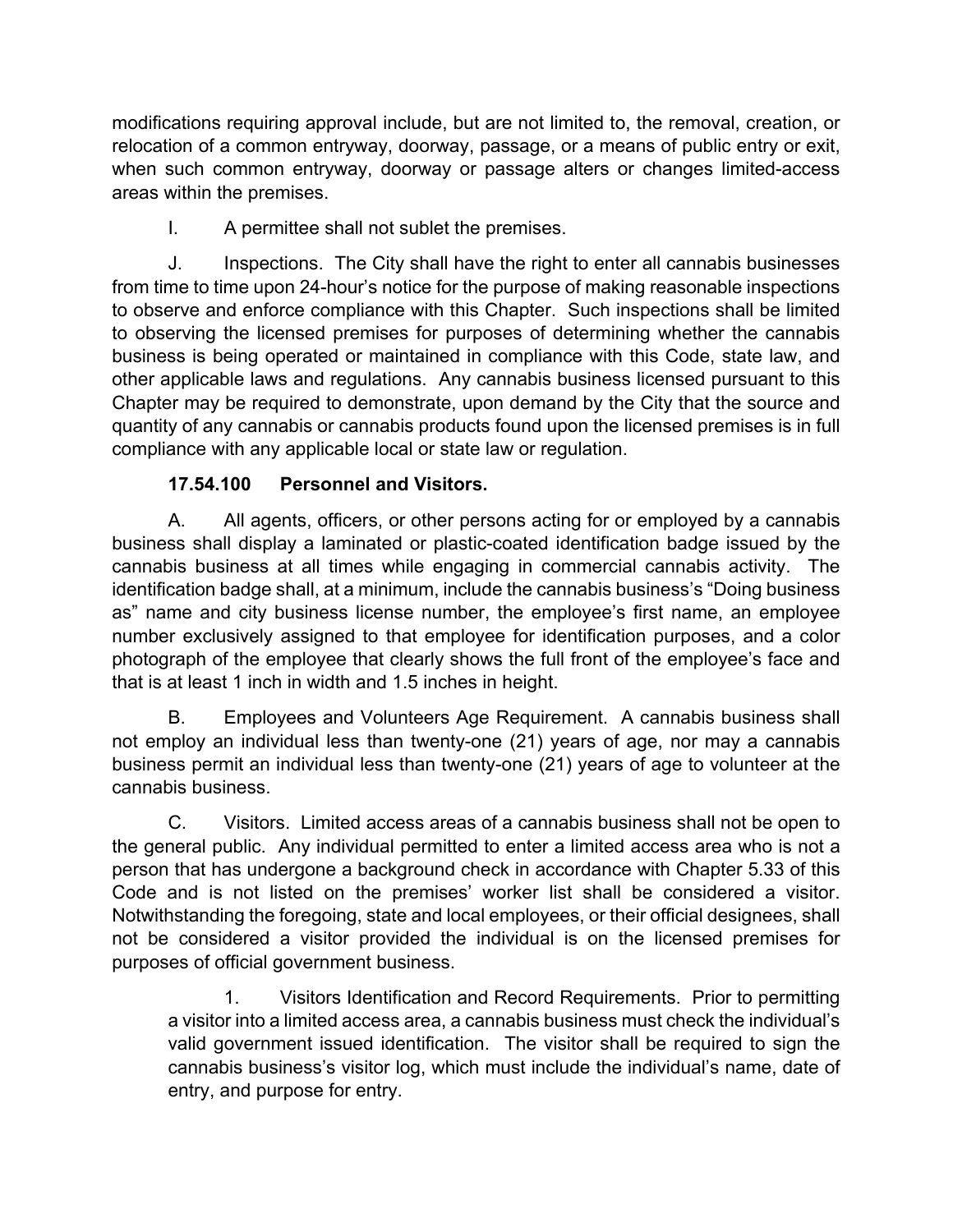modifications requiring approval include, but are not limited to, the removal, creation, or relocation of a common entryway, doorway, passage, or a means of public entry or exit, when such common entryway, doorway or passage alters or changes limited-access areas within the premises.

I. A permittee shall not sublet the premises.

J. Inspections. The City shall have the right to enter all cannabis businesses from time to time upon 24-hour's notice for the purpose of making reasonable inspections to observe and enforce compliance with this Chapter. Such inspections shall be limited to observing the licensed premises for purposes of determining whether the cannabis business is being operated or maintained in compliance with this Code, state law, and other applicable laws and regulations. Any cannabis business licensed pursuant to this Chapter may be required to demonstrate, upon demand by the City that the source and quantity of any cannabis or cannabis products found upon the licensed premises is in full compliance with any applicable local or state law or regulation.

**17.54.100 Personnel and Visitors.**

A. All agents, officers, or other persons acting for or employed by a cannabis business shall display a laminated or plastic-coated identification badge issued by the cannabis business at all times while engaging in commercial cannabis activity. The identification badge shall, at a minimum, include the cannabis business's "Doing business as" name and city business license number, the employee's first name, an employee number exclusively assigned to that employee for identification purposes, and a color photograph of the employee that clearly shows the full front of the employee's face and that is at least 1 inch in width and 1.5 inches in height.

B. Employees and Volunteers Age Requirement. A cannabis business shall not employ an individual less than twenty-one (21) years of age, nor may a cannabis business permit an individual less than twenty-one (21) years of age to volunteer at the cannabis business.

C. Visitors. Limited access areas of a cannabis business shall not be open to the general public. Any individual permitted to enter a limited access area who is not a person that has undergone a background check in accordance with Chapter 5.33 of this Code and is not listed on the premises' worker list shall be considered a visitor. Notwithstanding the foregoing, state and local employees, or their official designees, shall not be considered a visitor provided the individual is on the licensed premises for purposes of official government business.

1. Visitors Identification and Record Requirements. Prior to permitting a visitor into a limited access area, a cannabis business must check the individual's valid government issued identification. The visitor shall be required to sign the cannabis business's visitor log, which must include the individual's name, date of entry, and purpose for entry.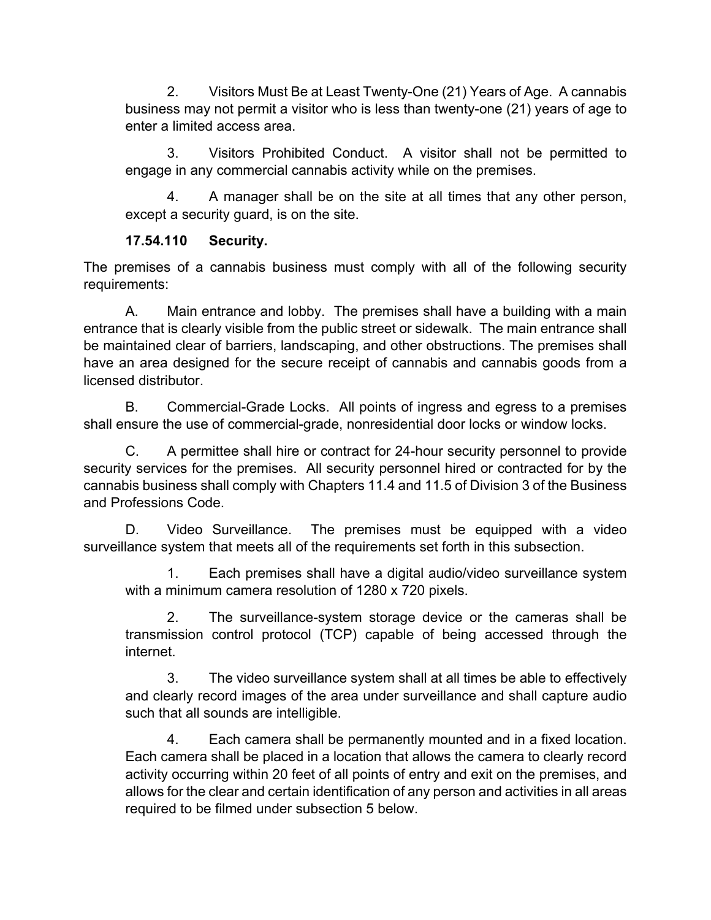2. Visitors Must Be at Least Twenty-One (21) Years of Age. A cannabis business may not permit a visitor who is less than twenty-one (21) years of age to enter a limited access area.

3. Visitors Prohibited Conduct. A visitor shall not be permitted to engage in any commercial cannabis activity while on the premises.

4. A manager shall be on the site at all times that any other person, except a security guard, is on the site.

**17.54.110 Security.**

The premises of a cannabis business must comply with all of the following security requirements:

A. Main entrance and lobby. The premises shall have a building with a main entrance that is clearly visible from the public street or sidewalk. The main entrance shall be maintained clear of barriers, landscaping, and other obstructions. The premises shall have an area designed for the secure receipt of cannabis and cannabis goods from a licensed distributor.

B. Commercial-Grade Locks. All points of ingress and egress to a premises shall ensure the use of commercial-grade, nonresidential door locks or window locks.

C. A permittee shall hire or contract for 24-hour security personnel to provide security services for the premises. All security personnel hired or contracted for by the cannabis business shall comply with Chapters 11.4 and 11.5 of Division 3 of the Business and Professions Code.

D. Video Surveillance. The premises must be equipped with a video surveillance system that meets all of the requirements set forth in this subsection.

1. Each premises shall have a digital audio/video surveillance system with a minimum camera resolution of 1280 x 720 pixels.

2. The surveillance-system storage device or the cameras shall be transmission control protocol (TCP) capable of being accessed through the internet.

3. The video surveillance system shall at all times be able to effectively and clearly record images of the area under surveillance and shall capture audio such that all sounds are intelligible.

4. Each camera shall be permanently mounted and in a fixed location. Each camera shall be placed in a location that allows the camera to clearly record activity occurring within 20 feet of all points of entry and exit on the premises, and allows for the clear and certain identification of any person and activities in all areas required to be filmed under subsection 5 below.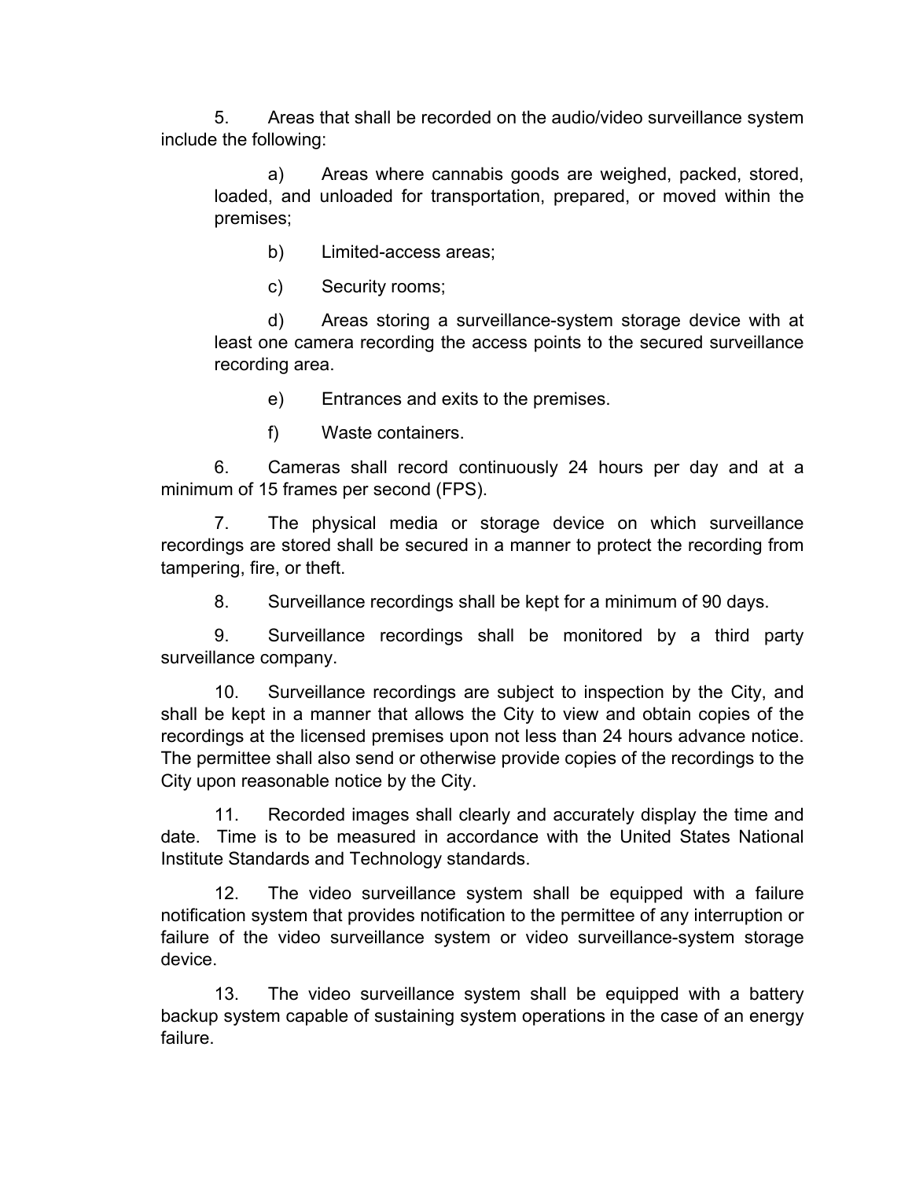5. Areas that shall be recorded on the audio/video surveillance system include the following:

   a) Areas where cannabis goods are weighed, packed, stored, loaded, and unloaded for transportation, prepared, or moved within the premises;

   b) Limited-access areas;

   c) Security rooms;

   d) Areas storing a surveillance-system storage device with at least one camera recording the access points to the secured surveillance recording area.

   e) Entrances and exits to the premises.

   f) Waste containers.

6. Cameras shall record continuously 24 hours per day and at a minimum of 15 frames per second (FPS).

7. The physical media or storage device on which surveillance recordings are stored shall be secured in a manner to protect the recording from tampering, fire, or theft.

8. Surveillance recordings shall be kept for a minimum of 90 days.

9. Surveillance recordings shall be monitored by a third party surveillance company.

10. Surveillance recordings are subject to inspection by the City, and shall be kept in a manner that allows the City to view and obtain copies of the recordings at the licensed premises upon not less than 24 hours advance notice. The permittee shall also send or otherwise provide copies of the recordings to the City upon reasonable notice by the City.

11. Recorded images shall clearly and accurately display the time and date. Time is to be measured in accordance with the United States National Institute Standards and Technology standards.

12. The video surveillance system shall be equipped with a failure notification system that provides notification to the permittee of any interruption or failure of the video surveillance system or video surveillance-system storage device.

13. The video surveillance system shall be equipped with a battery backup system capable of sustaining system operations in the case of an energy failure.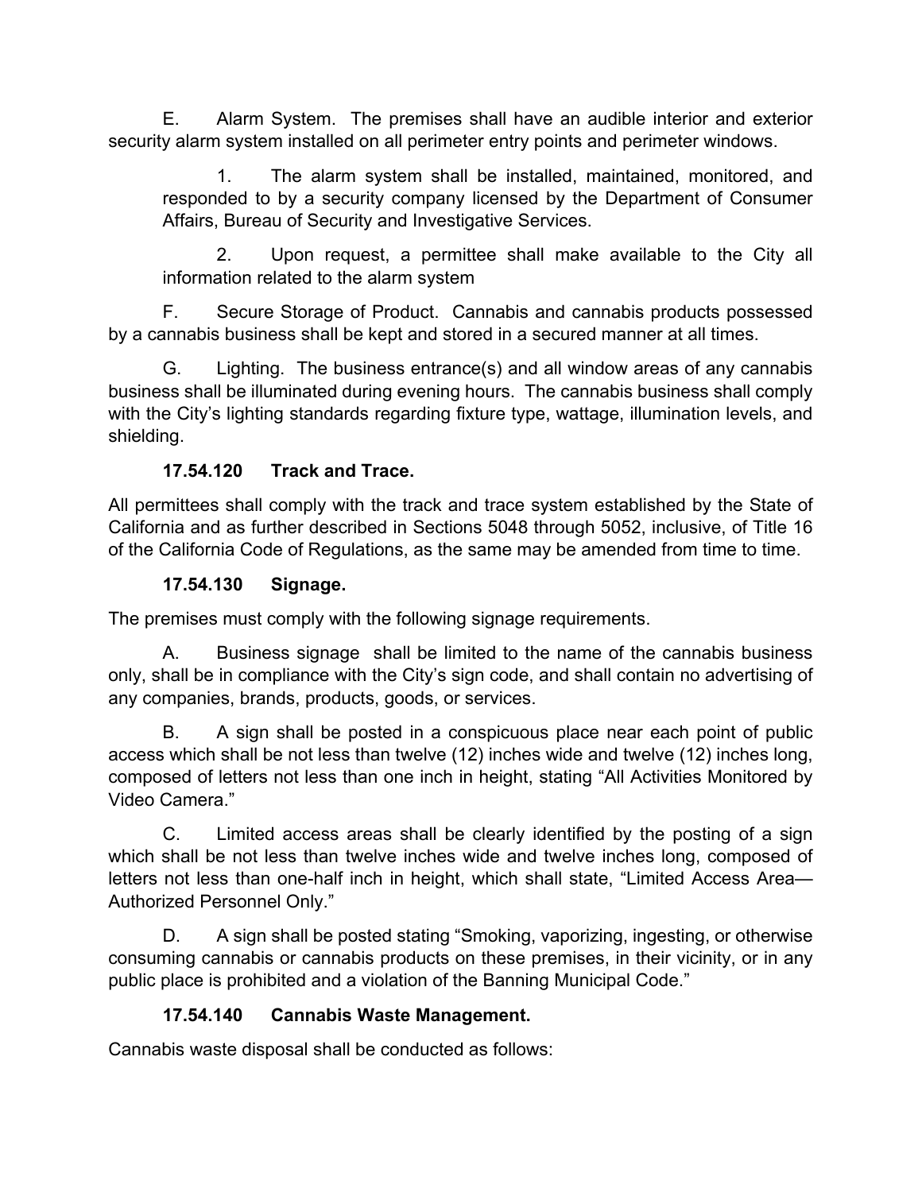E. Alarm System. The premises shall have an audible interior and exterior security alarm system installed on all perimeter entry points and perimeter windows.

1. The alarm system shall be installed, maintained, monitored, and responded to by a security company licensed by the Department of Consumer Affairs, Bureau of Security and Investigative Services.

2. Upon request, a permittee shall make available to the City all information related to the alarm system

F. Secure Storage of Product. Cannabis and cannabis products possessed by a cannabis business shall be kept and stored in a secured manner at all times.

G. Lighting. The business entrance(s) and all window areas of any cannabis business shall be illuminated during evening hours. The cannabis business shall comply with the City's lighting standards regarding fixture type, wattage, illumination levels, and shielding.

### 17.54.120 Track and Trace.

All permittees shall comply with the track and trace system established by the State of California and as further described in Sections 5048 through 5052, inclusive, of Title 16 of the California Code of Regulations, as the same may be amended from time to time.

### 17.54.130 Signage.

The premises must comply with the following signage requirements.

A. Business signage shall be limited to the name of the cannabis business only, shall be in compliance with the City's sign code, and shall contain no advertising of any companies, brands, products, goods, or services.

B. A sign shall be posted in a conspicuous place near each point of public access which shall be not less than twelve (12) inches wide and twelve (12) inches long, composed of letters not less than one inch in height, stating "All Activities Monitored by Video Camera."

C. Limited access areas shall be clearly identified by the posting of a sign which shall be not less than twelve inches wide and twelve inches long, composed of letters not less than one-half inch in height, which shall state, "Limited Access Area—Authorized Personnel Only."

D. A sign shall be posted stating "Smoking, vaporizing, ingesting, or otherwise consuming cannabis or cannabis products on these premises, in their vicinity, or in any public place is prohibited and a violation of the Banning Municipal Code."

### 17.54.140 Cannabis Waste Management.

Cannabis waste disposal shall be conducted as follows: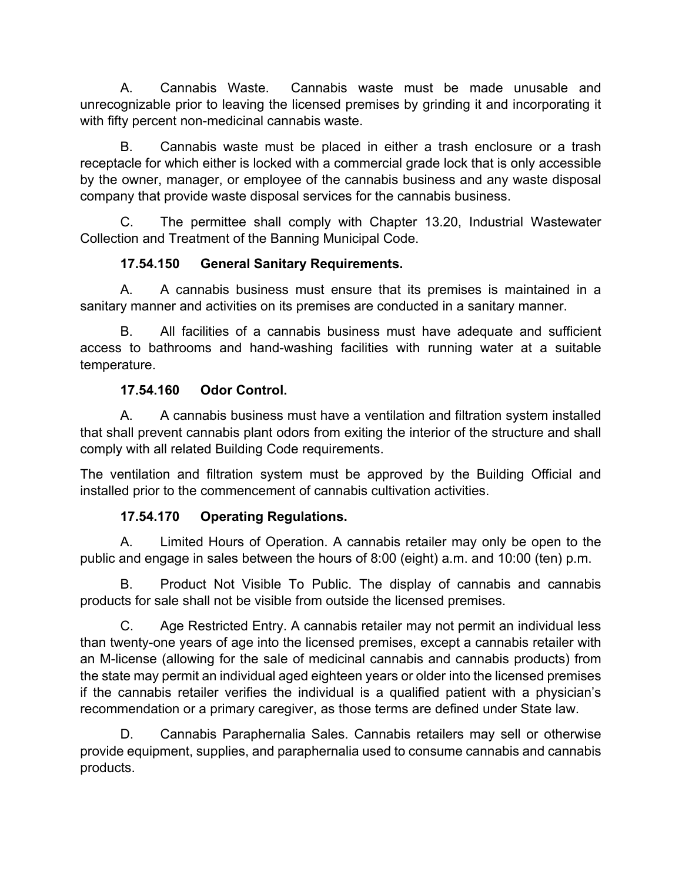A. Cannabis Waste. Cannabis waste must be made unusable and unrecognizable prior to leaving the licensed premises by grinding it and incorporating it with fifty percent non-medicinal cannabis waste.

B. Cannabis waste must be placed in either a trash enclosure or a trash receptacle for which either is locked with a commercial grade lock that is only accessible by the owner, manager, or employee of the cannabis business and any waste disposal company that provide waste disposal services for the cannabis business.

C. The permittee shall comply with Chapter 13.20, Industrial Wastewater Collection and Treatment of the Banning Municipal Code.

**17.54.150 General Sanitary Requirements.**

A. A cannabis business must ensure that its premises is maintained in a sanitary manner and activities on its premises are conducted in a sanitary manner.

B. All facilities of a cannabis business must have adequate and sufficient access to bathrooms and hand-washing facilities with running water at a suitable temperature.

**17.54.160 Odor Control.**

A. A cannabis business must have a ventilation and filtration system installed that shall prevent cannabis plant odors from exiting the interior of the structure and shall comply with all related Building Code requirements.

The ventilation and filtration system must be approved by the Building Official and installed prior to the commencement of cannabis cultivation activities.

**17.54.170 Operating Regulations.**

A. Limited Hours of Operation. A cannabis retailer may only be open to the public and engage in sales between the hours of 8:00 (eight) a.m. and 10:00 (ten) p.m.

B. Product Not Visible To Public. The display of cannabis and cannabis products for sale shall not be visible from outside the licensed premises.

C. Age Restricted Entry. A cannabis retailer may not permit an individual less than twenty-one years of age into the licensed premises, except a cannabis retailer with an M-license (allowing for the sale of medicinal cannabis and cannabis products) from the state may permit an individual aged eighteen years or older into the licensed premises if the cannabis retailer verifies the individual is a qualified patient with a physician's recommendation or a primary caregiver, as those terms are defined under State law.

D. Cannabis Paraphernalia Sales. Cannabis retailers may sell or otherwise provide equipment, supplies, and paraphernalia used to consume cannabis and cannabis products.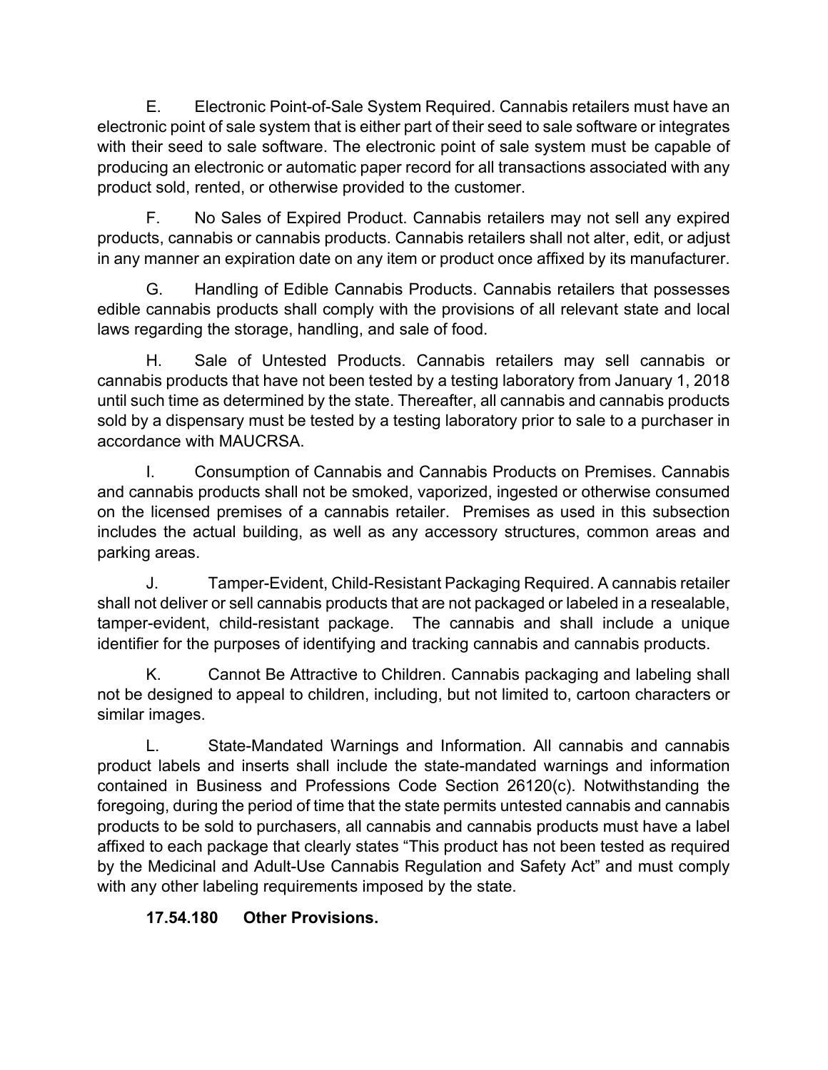E. Electronic Point-of-Sale System Required. Cannabis retailers must have an electronic point of sale system that is either part of their seed to sale software or integrates with their seed to sale software. The electronic point of sale system must be capable of producing an electronic or automatic paper record for all transactions associated with any product sold, rented, or otherwise provided to the customer.

F. No Sales of Expired Product. Cannabis retailers may not sell any expired products, cannabis or cannabis products. Cannabis retailers shall not alter, edit, or adjust in any manner an expiration date on any item or product once affixed by its manufacturer.

G. Handling of Edible Cannabis Products. Cannabis retailers that possesses edible cannabis products shall comply with the provisions of all relevant state and local laws regarding the storage, handling, and sale of food.

H. Sale of Untested Products. Cannabis retailers may sell cannabis or cannabis products that have not been tested by a testing laboratory from January 1, 2018 until such time as determined by the state. Thereafter, all cannabis and cannabis products sold by a dispensary must be tested by a testing laboratory prior to sale to a purchaser in accordance with MAUCRSA.

I. Consumption of Cannabis and Cannabis Products on Premises. Cannabis and cannabis products shall not be smoked, vaporized, ingested or otherwise consumed on the licensed premises of a cannabis retailer. Premises as used in this subsection includes the actual building, as well as any accessory structures, common areas and parking areas.

J. Tamper-Evident, Child-Resistant Packaging Required. A cannabis retailer shall not deliver or sell cannabis products that are not packaged or labeled in a resealable, tamper-evident, child-resistant package. The cannabis and shall include a unique identifier for the purposes of identifying and tracking cannabis and cannabis products.

K. Cannot Be Attractive to Children. Cannabis packaging and labeling shall not be designed to appeal to children, including, but not limited to, cartoon characters or similar images.

L. State-Mandated Warnings and Information. All cannabis and cannabis product labels and inserts shall include the state-mandated warnings and information contained in Business and Professions Code Section 26120(c). Notwithstanding the foregoing, during the period of time that the state permits untested cannabis and cannabis products to be sold to purchasers, all cannabis and cannabis products must have a label affixed to each package that clearly states "This product has not been tested as required by the Medicinal and Adult-Use Cannabis Regulation and Safety Act" and must comply with any other labeling requirements imposed by the state.

**17.54.180 Other Provisions.**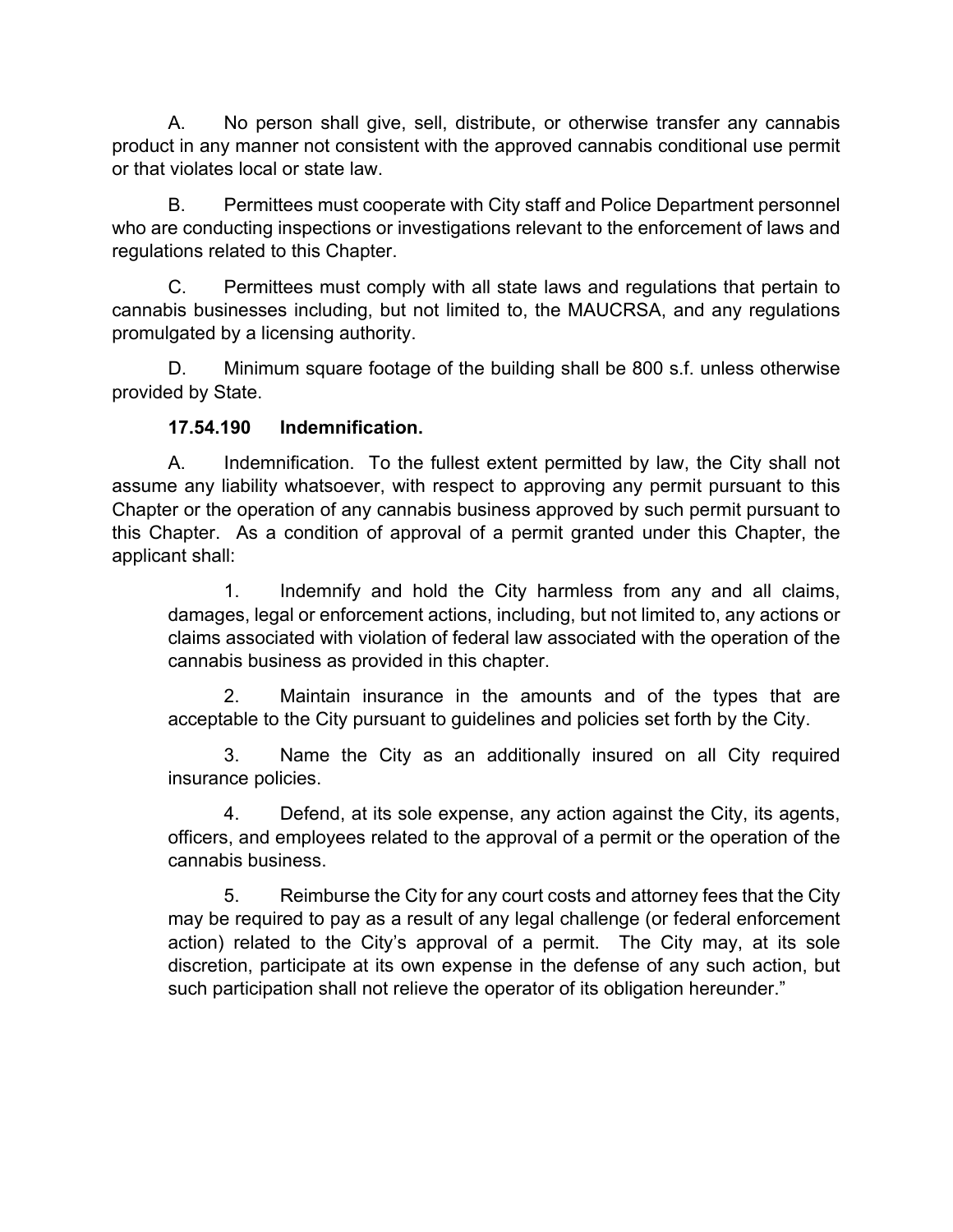A. No person shall give, sell, distribute, or otherwise transfer any cannabis product in any manner not consistent with the approved cannabis conditional use permit or that violates local or state law.

B. Permittees must cooperate with City staff and Police Department personnel who are conducting inspections or investigations relevant to the enforcement of laws and regulations related to this Chapter.

C. Permittees must comply with all state laws and regulations that pertain to cannabis businesses including, but not limited to, the MAUCRSA, and any regulations promulgated by a licensing authority.

D. Minimum square footage of the building shall be 800 s.f. unless otherwise provided by State.

**17.54.190 Indemnification.**

A. Indemnification. To the fullest extent permitted by law, the City shall not assume any liability whatsoever, with respect to approving any permit pursuant to this Chapter or the operation of any cannabis business approved by such permit pursuant to this Chapter. As a condition of approval of a permit granted under this Chapter, the applicant shall:

1. Indemnify and hold the City harmless from any and all claims, damages, legal or enforcement actions, including, but not limited to, any actions or claims associated with violation of federal law associated with the operation of the cannabis business as provided in this chapter.

2. Maintain insurance in the amounts and of the types that are acceptable to the City pursuant to guidelines and policies set forth by the City.

3. Name the City as an additionally insured on all City required insurance policies.

4. Defend, at its sole expense, any action against the City, its agents, officers, and employees related to the approval of a permit or the operation of the cannabis business.

5. Reimburse the City for any court costs and attorney fees that the City may be required to pay as a result of any legal challenge (or federal enforcement action) related to the City's approval of a permit. The City may, at its sole discretion, participate at its own expense in the defense of any such action, but such participation shall not relieve the operator of its obligation hereunder."